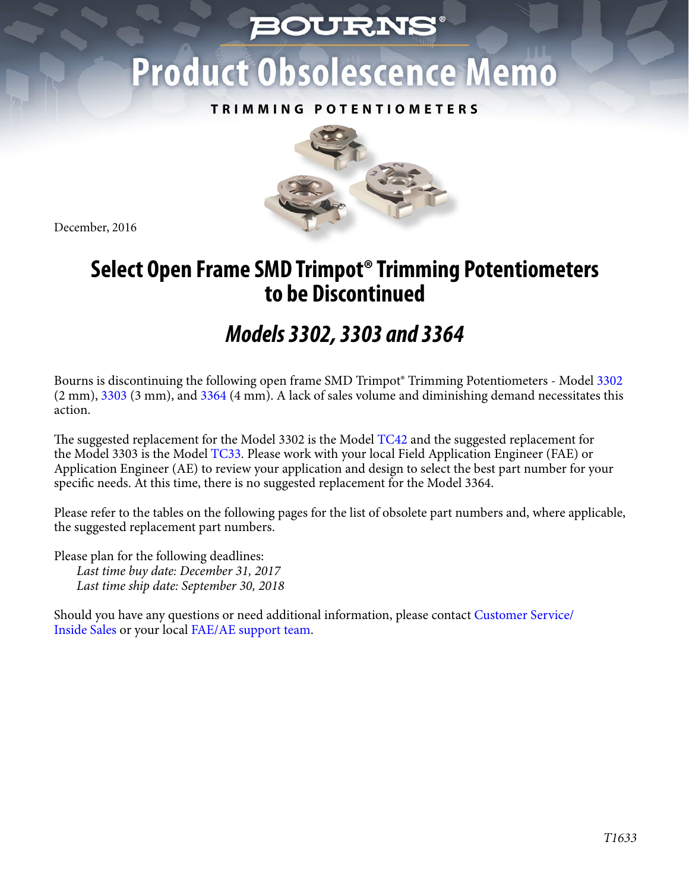BOURNS®

# Product Obsolescence Memo

TRIMMING POTENTIOMETERS

December, 2016

## Select Open Frame SMD Trimpot® Trimming Potentiometers to be Discontinued

### *Models 3302, 3303 and 3364*

Bourns is discontinuing the following open frame SMD Trimpot® Trimming Potentiometers - Model 3302 (2 mm), 3303 (3 mm), and 3364 (4 mm). A lack of sales volume and diminishing demand necessitates this action.

The suggested replacement for the Model 3302 is the Model TC42 and the suggested replacement for the Model 3303 is the Model TC33. Please work with your local Field Application Engineer (FAE) or Application Engineer (AE) to review your application and design to select the best part number for your specific needs. At this time, there is no suggested replacement for the Model 3364.

Please refer to the tables on the following pages for the list of obsolete part numbers and, where applicable, the suggested replacement part numbers.

Please plan for the following deadlines:

*Last time buy date: December 31, 2017*
*Last time ship date: September 30, 2018*

Should you have any questions or need additional information, please contact Customer Service/Inside Sales or your local FAE/AE support team.

*T1633*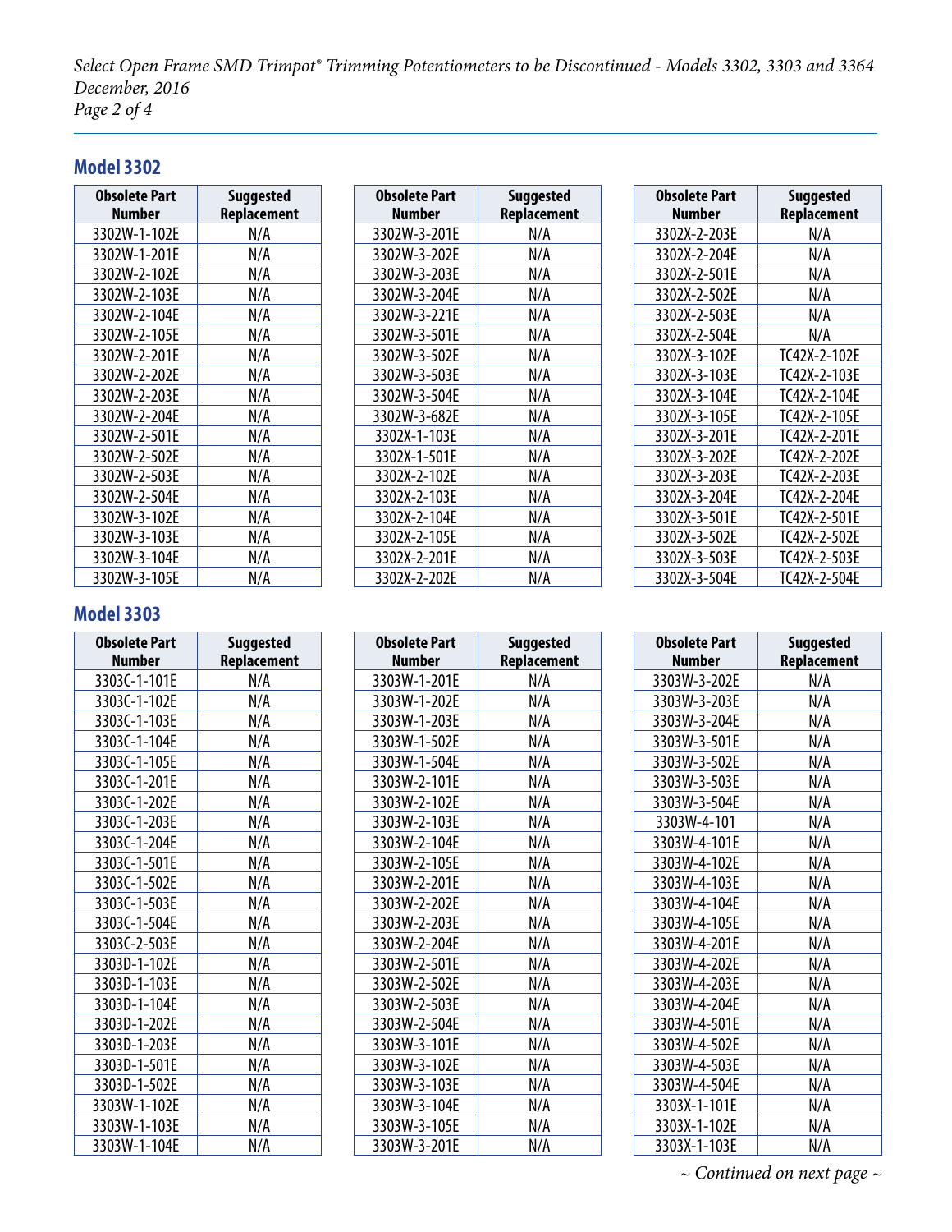## Model 3302

| Obsolete Part Number | Suggested Replacement |
|---|---|
| 3302W-1-102E | N/A |
| 3302W-1-201E | N/A |
| 3302W-2-102E | N/A |
| 3302W-2-103E | N/A |
| 3302W-2-104E | N/A |
| 3302W-2-105E | N/A |
| 3302W-2-201E | N/A |
| 3302W-2-202E | N/A |
| 3302W-2-203E | N/A |
| 3302W-2-204E | N/A |
| 3302W-2-501E | N/A |
| 3302W-2-502E | N/A |
| 3302W-2-503E | N/A |
| 3302W-2-504E | N/A |
| 3302W-3-102E | N/A |
| 3302W-3-103E | N/A |
| 3302W-3-104E | N/A |
| 3302W-3-105E | N/A |
| 3302W-3-201E | N/A |
| 3302W-3-202E | N/A |
| 3302W-3-203E | N/A |
| 3302W-3-204E | N/A |
| 3302W-3-221E | N/A |
| 3302W-3-501E | N/A |
| 3302W-3-502E | N/A |
| 3302W-3-503E | N/A |
| 3302W-3-504E | N/A |
| 3302W-3-682E | N/A |
| 3302X-1-103E | N/A |
| 3302X-1-501E | N/A |
| 3302X-2-102E | N/A |
| 3302X-2-103E | N/A |
| 3302X-2-104E | N/A |
| 3302X-2-105E | N/A |
| 3302X-2-201E | N/A |
| 3302X-2-202E | N/A |
| 3302X-2-203E | N/A |
| 3302X-2-204E | N/A |
| 3302X-2-501E | N/A |
| 3302X-2-502E | N/A |
| 3302X-2-503E | N/A |
| 3302X-2-504E | N/A |
| 3302X-3-102E | TC42X-2-102E |
| 3302X-3-103E | TC42X-2-103E |
| 3302X-3-104E | TC42X-2-104E |
| 3302X-3-105E | TC42X-2-105E |
| 3302X-3-201E | TC42X-2-201E |
| 3302X-3-202E | TC42X-2-202E |
| 3302X-3-203E | TC42X-2-203E |
| 3302X-3-204E | TC42X-2-204E |
| 3302X-3-501E | TC42X-2-501E |
| 3302X-3-502E | TC42X-2-502E |
| 3302X-3-503E | TC42X-2-503E |
| 3302X-3-504E | TC42X-2-504E |

## Model 3303

| Obsolete Part Number | Suggested Replacement |
|---|---|
| 3303C-1-101E | N/A |
| 3303C-1-102E | N/A |
| 3303C-1-103E | N/A |
| 3303C-1-104E | N/A |
| 3303C-1-105E | N/A |
| 3303C-1-201E | N/A |
| 3303C-1-202E | N/A |
| 3303C-1-203E | N/A |
| 3303C-1-204E | N/A |
| 3303C-1-501E | N/A |
| 3303C-1-502E | N/A |
| 3303C-1-503E | N/A |
| 3303C-1-504E | N/A |
| 3303C-2-503E | N/A |
| 3303D-1-102E | N/A |
| 3303D-1-103E | N/A |
| 3303D-1-104E | N/A |
| 3303D-1-202E | N/A |
| 3303D-1-203E | N/A |
| 3303D-1-501E | N/A |
| 3303D-1-502E | N/A |
| 3303W-1-102E | N/A |
| 3303W-1-103E | N/A |
| 3303W-1-104E | N/A |
| 3303W-1-201E | N/A |
| 3303W-1-202E | N/A |
| 3303W-1-203E | N/A |
| 3303W-1-502E | N/A |
| 3303W-1-504E | N/A |
| 3303W-2-101E | N/A |
| 3303W-2-102E | N/A |
| 3303W-2-103E | N/A |
| 3303W-2-104E | N/A |
| 3303W-2-105E | N/A |
| 3303W-2-201E | N/A |
| 3303W-2-202E | N/A |
| 3303W-2-203E | N/A |
| 3303W-2-204E | N/A |
| 3303W-2-501E | N/A |
| 3303W-2-502E | N/A |
| 3303W-2-503E | N/A |
| 3303W-2-504E | N/A |
| 3303W-3-101E | N/A |
| 3303W-3-102E | N/A |
| 3303W-3-103E | N/A |
| 3303W-3-104E | N/A |
| 3303W-3-105E | N/A |
| 3303W-3-201E | N/A |
| 3303W-3-202E | N/A |
| 3303W-3-203E | N/A |
| 3303W-3-204E | N/A |
| 3303W-3-501E | N/A |
| 3303W-3-502E | N/A |
| 3303W-3-503E | N/A |
| 3303W-3-504E | N/A |
| 3303W-4-101 | N/A |
| 3303W-4-101E | N/A |
| 3303W-4-102E | N/A |
| 3303W-4-103E | N/A |
| 3303W-4-104E | N/A |
| 3303W-4-105E | N/A |
| 3303W-4-201E | N/A |
| 3303W-4-202E | N/A |
| 3303W-4-203E | N/A |
| 3303W-4-204E | N/A |
| 3303W-4-501E | N/A |
| 3303W-4-502E | N/A |
| 3303W-4-503E | N/A |
| 3303W-4-504E | N/A |
| 3303X-1-101E | N/A |
| 3303X-1-102E | N/A |
| 3303X-1-103E | N/A |

*~ Continued on next page ~*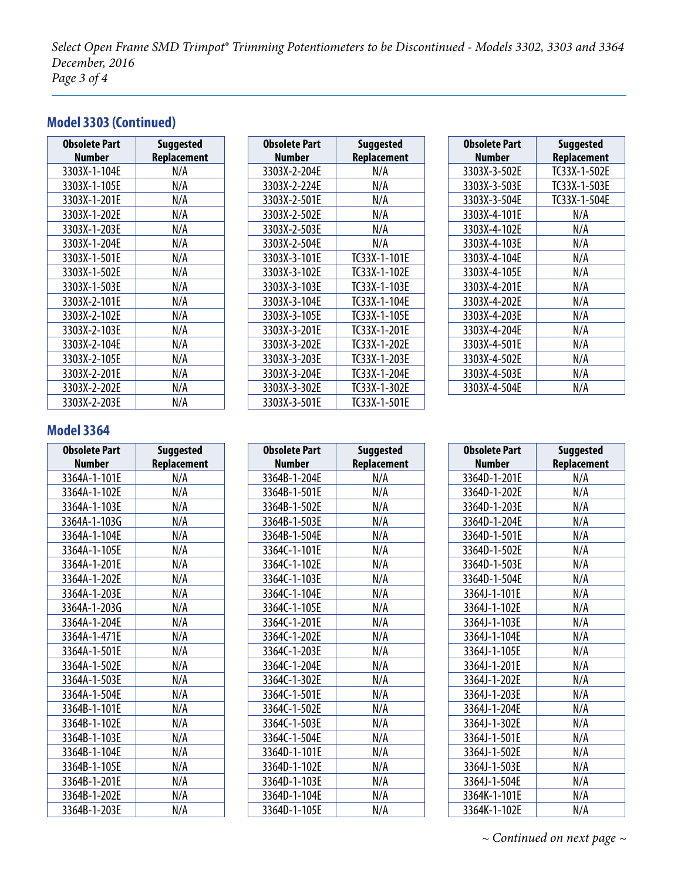## Model 3303 (Continued)

| Obsolete Part Number | Suggested Replacement |
|---|---|
| 3303X-1-104E | N/A |
| 3303X-1-105E | N/A |
| 3303X-1-201E | N/A |
| 3303X-1-202E | N/A |
| 3303X-1-203E | N/A |
| 3303X-1-204E | N/A |
| 3303X-1-501E | N/A |
| 3303X-1-502E | N/A |
| 3303X-1-503E | N/A |
| 3303X-2-101E | N/A |
| 3303X-2-102E | N/A |
| 3303X-2-103E | N/A |
| 3303X-2-104E | N/A |
| 3303X-2-105E | N/A |
| 3303X-2-201E | N/A |
| 3303X-2-202E | N/A |
| 3303X-2-203E | N/A |
| 3303X-2-204E | N/A |
| 3303X-2-224E | N/A |
| 3303X-2-501E | N/A |
| 3303X-2-502E | N/A |
| 3303X-2-503E | N/A |
| 3303X-2-504E | N/A |
| 3303X-3-101E | TC33X-1-101E |
| 3303X-3-102E | TC33X-1-102E |
| 3303X-3-103E | TC33X-1-103E |
| 3303X-3-104E | TC33X-1-104E |
| 3303X-3-105E | TC33X-1-105E |
| 3303X-3-201E | TC33X-1-201E |
| 3303X-3-202E | TC33X-1-202E |
| 3303X-3-203E | TC33X-1-203E |
| 3303X-3-204E | TC33X-1-204E |
| 3303X-3-302E | TC33X-1-302E |
| 3303X-3-501E | TC33X-1-501E |
| 3303X-3-502E | TC33X-1-502E |
| 3303X-3-503E | TC33X-1-503E |
| 3303X-3-504E | TC33X-1-504E |
| 3303X-4-101E | N/A |
| 3303X-4-102E | N/A |
| 3303X-4-103E | N/A |
| 3303X-4-104E | N/A |
| 3303X-4-105E | N/A |
| 3303X-4-201E | N/A |
| 3303X-4-202E | N/A |
| 3303X-4-203E | N/A |
| 3303X-4-204E | N/A |
| 3303X-4-501E | N/A |
| 3303X-4-502E | N/A |
| 3303X-4-503E | N/A |
| 3303X-4-504E | N/A |

## Model 3364

| Obsolete Part Number | Suggested Replacement |
|---|---|
| 3364A-1-101E | N/A |
| 3364A-1-102E | N/A |
| 3364A-1-103E | N/A |
| 3364A-1-103G | N/A |
| 3364A-1-104E | N/A |
| 3364A-1-105E | N/A |
| 3364A-1-201E | N/A |
| 3364A-1-202E | N/A |
| 3364A-1-203E | N/A |
| 3364A-1-203G | N/A |
| 3364A-1-204E | N/A |
| 3364A-1-471E | N/A |
| 3364A-1-501E | N/A |
| 3364A-1-502E | N/A |
| 3364A-1-503E | N/A |
| 3364A-1-504E | N/A |
| 3364B-1-101E | N/A |
| 3364B-1-102E | N/A |
| 3364B-1-103E | N/A |
| 3364B-1-104E | N/A |
| 3364B-1-105E | N/A |
| 3364B-1-201E | N/A |
| 3364B-1-202E | N/A |
| 3364B-1-203E | N/A |
| 3364B-1-204E | N/A |
| 3364B-1-501E | N/A |
| 3364B-1-502E | N/A |
| 3364B-1-503E | N/A |
| 3364B-1-504E | N/A |
| 3364C-1-101E | N/A |
| 3364C-1-102E | N/A |
| 3364C-1-103E | N/A |
| 3364C-1-104E | N/A |
| 3364C-1-105E | N/A |
| 3364C-1-201E | N/A |
| 3364C-1-202E | N/A |
| 3364C-1-203E | N/A |
| 3364C-1-204E | N/A |
| 3364C-1-302E | N/A |
| 3364C-1-501E | N/A |
| 3364C-1-502E | N/A |
| 3364C-1-503E | N/A |
| 3364C-1-504E | N/A |
| 3364D-1-101E | N/A |
| 3364D-1-102E | N/A |
| 3364D-1-103E | N/A |
| 3364D-1-104E | N/A |
| 3364D-1-105E | N/A |
| 3364D-1-201E | N/A |
| 3364D-1-202E | N/A |
| 3364D-1-203E | N/A |
| 3364D-1-204E | N/A |
| 3364D-1-501E | N/A |
| 3364D-1-502E | N/A |
| 3364D-1-503E | N/A |
| 3364D-1-504E | N/A |
| 3364J-1-101E | N/A |
| 3364J-1-102E | N/A |
| 3364J-1-103E | N/A |
| 3364J-1-104E | N/A |
| 3364J-1-105E | N/A |
| 3364J-1-201E | N/A |
| 3364J-1-202E | N/A |
| 3364J-1-203E | N/A |
| 3364J-1-204E | N/A |
| 3364J-1-302E | N/A |
| 3364J-1-501E | N/A |
| 3364J-1-502E | N/A |
| 3364J-1-503E | N/A |
| 3364J-1-504E | N/A |
| 3364K-1-101E | N/A |
| 3364K-1-102E | N/A |

*~ Continued on next page ~*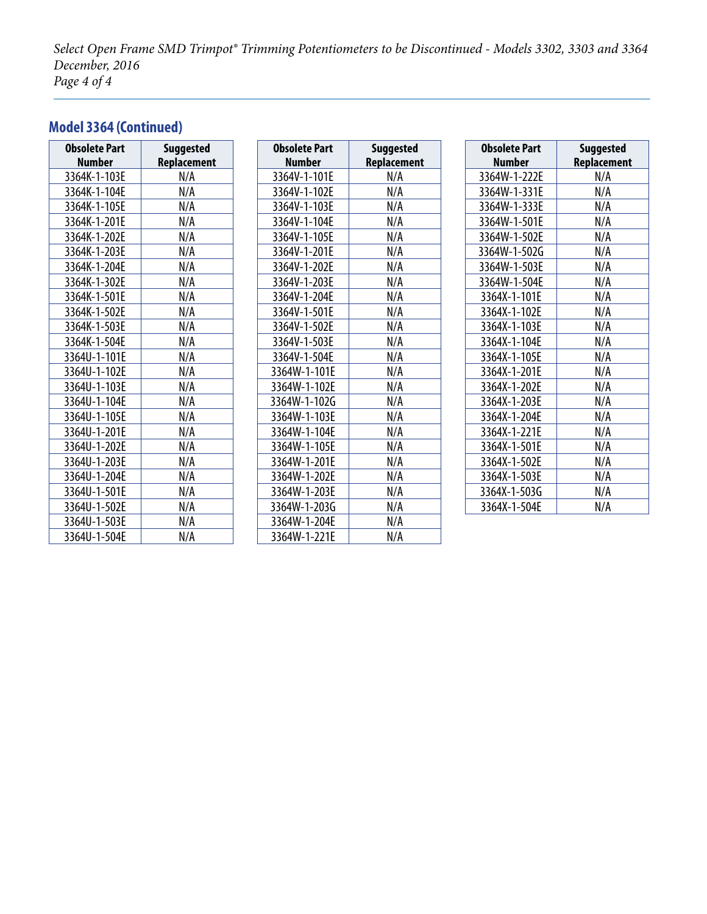## Model 3364 (Continued)

| Obsolete Part Number | Suggested Replacement |
|---|---|
| 3364K-1-103E | N/A |
| 3364K-1-104E | N/A |
| 3364K-1-105E | N/A |
| 3364K-1-201E | N/A |
| 3364K-1-202E | N/A |
| 3364K-1-203E | N/A |
| 3364K-1-204E | N/A |
| 3364K-1-302E | N/A |
| 3364K-1-501E | N/A |
| 3364K-1-502E | N/A |
| 3364K-1-503E | N/A |
| 3364K-1-504E | N/A |
| 3364U-1-101E | N/A |
| 3364U-1-102E | N/A |
| 3364U-1-103E | N/A |
| 3364U-1-104E | N/A |
| 3364U-1-105E | N/A |
| 3364U-1-201E | N/A |
| 3364U-1-202E | N/A |
| 3364U-1-203E | N/A |
| 3364U-1-204E | N/A |
| 3364U-1-501E | N/A |
| 3364U-1-502E | N/A |
| 3364U-1-503E | N/A |
| 3364U-1-504E | N/A |

| Obsolete Part Number | Suggested Replacement |
|---|---|
| 3364V-1-101E | N/A |
| 3364V-1-102E | N/A |
| 3364V-1-103E | N/A |
| 3364V-1-104E | N/A |
| 3364V-1-105E | N/A |
| 3364V-1-201E | N/A |
| 3364V-1-202E | N/A |
| 3364V-1-203E | N/A |
| 3364V-1-204E | N/A |
| 3364V-1-501E | N/A |
| 3364V-1-502E | N/A |
| 3364V-1-503E | N/A |
| 3364V-1-504E | N/A |
| 3364W-1-101E | N/A |
| 3364W-1-102E | N/A |
| 3364W-1-102G | N/A |
| 3364W-1-103E | N/A |
| 3364W-1-104E | N/A |
| 3364W-1-105E | N/A |
| 3364W-1-201E | N/A |
| 3364W-1-202E | N/A |
| 3364W-1-203E | N/A |
| 3364W-1-203G | N/A |
| 3364W-1-204E | N/A |
| 3364W-1-221E | N/A |

| Obsolete Part Number | Suggested Replacement |
|---|---|
| 3364W-1-222E | N/A |
| 3364W-1-331E | N/A |
| 3364W-1-333E | N/A |
| 3364W-1-501E | N/A |
| 3364W-1-502E | N/A |
| 3364W-1-502G | N/A |
| 3364W-1-503E | N/A |
| 3364W-1-504E | N/A |
| 3364X-1-101E | N/A |
| 3364X-1-102E | N/A |
| 3364X-1-103E | N/A |
| 3364X-1-104E | N/A |
| 3364X-1-105E | N/A |
| 3364X-1-201E | N/A |
| 3364X-1-202E | N/A |
| 3364X-1-203E | N/A |
| 3364X-1-204E | N/A |
| 3364X-1-221E | N/A |
| 3364X-1-501E | N/A |
| 3364X-1-502E | N/A |
| 3364X-1-503E | N/A |
| 3364X-1-503G | N/A |
| 3364X-1-504E | N/A |